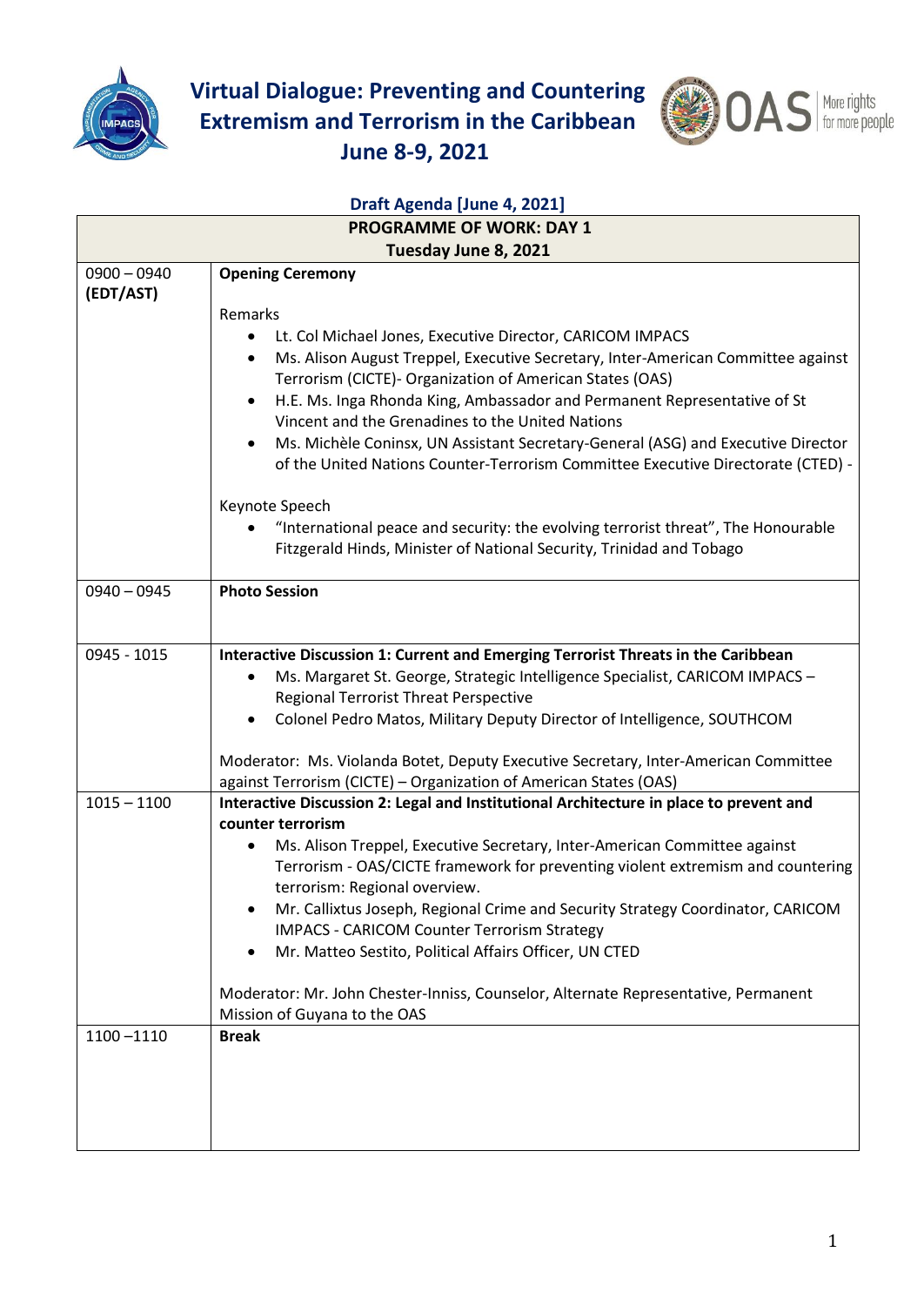# Virtual Dialogue: Preventing and Countering Extremism and Terrorism in the Caribbean

## June 8-9, 2021

### Draft Agenda [June 4, 2021]

| PROGRAMME OF WORK: DAY 1<br>Tuesday June 8, 2021 | |
|---|---|
| 0900 – 0940 **(EDT/AST)** | **Opening Ceremony**<br><br>Remarks<br>• Lt. Col Michael Jones, Executive Director, CARICOM IMPACS<br>• Ms. Alison August Treppel, Executive Secretary, Inter-American Committee against Terrorism (CICTE)- Organization of American States (OAS)<br>• H.E. Ms. Inga Rhonda King, Ambassador and Permanent Representative of St Vincent and the Grenadines to the United Nations<br>• Ms. Michèle Coninsx, UN Assistant Secretary-General (ASG) and Executive Director of the United Nations Counter-Terrorism Committee Executive Directorate (CTED) -<br><br>Keynote Speech<br>• "International peace and security: the evolving terrorist threat", The Honourable Fitzgerald Hinds, Minister of National Security, Trinidad and Tobago |
| 0940 – 0945 | **Photo Session** |
| 0945 - 1015 | **Interactive Discussion 1: Current and Emerging Terrorist Threats in the Caribbean**<br>• Ms. Margaret St. George, Strategic Intelligence Specialist, CARICOM IMPACS – Regional Terrorist Threat Perspective<br>• Colonel Pedro Matos, Military Deputy Director of Intelligence, SOUTHCOM<br><br>Moderator: Ms. Violanda Botet, Deputy Executive Secretary, Inter-American Committee against Terrorism (CICTE) – Organization of American States (OAS) |
| 1015 – 1100 | **Interactive Discussion 2: Legal and Institutional Architecture in place to prevent and counter terrorism**<br>• Ms. Alison Treppel, Executive Secretary, Inter-American Committee against Terrorism - OAS/CICTE framework for preventing violent extremism and countering terrorism: Regional overview.<br>• Mr. Callixtus Joseph, Regional Crime and Security Strategy Coordinator, CARICOM IMPACS - CARICOM Counter Terrorism Strategy<br>• Mr. Matteo Sestito, Political Affairs Officer, UN CTED<br><br>Moderator: Mr. John Chester-Inniss, Counselor, Alternate Representative, Permanent Mission of Guyana to the OAS |
| 1100 –1110 | **Break** |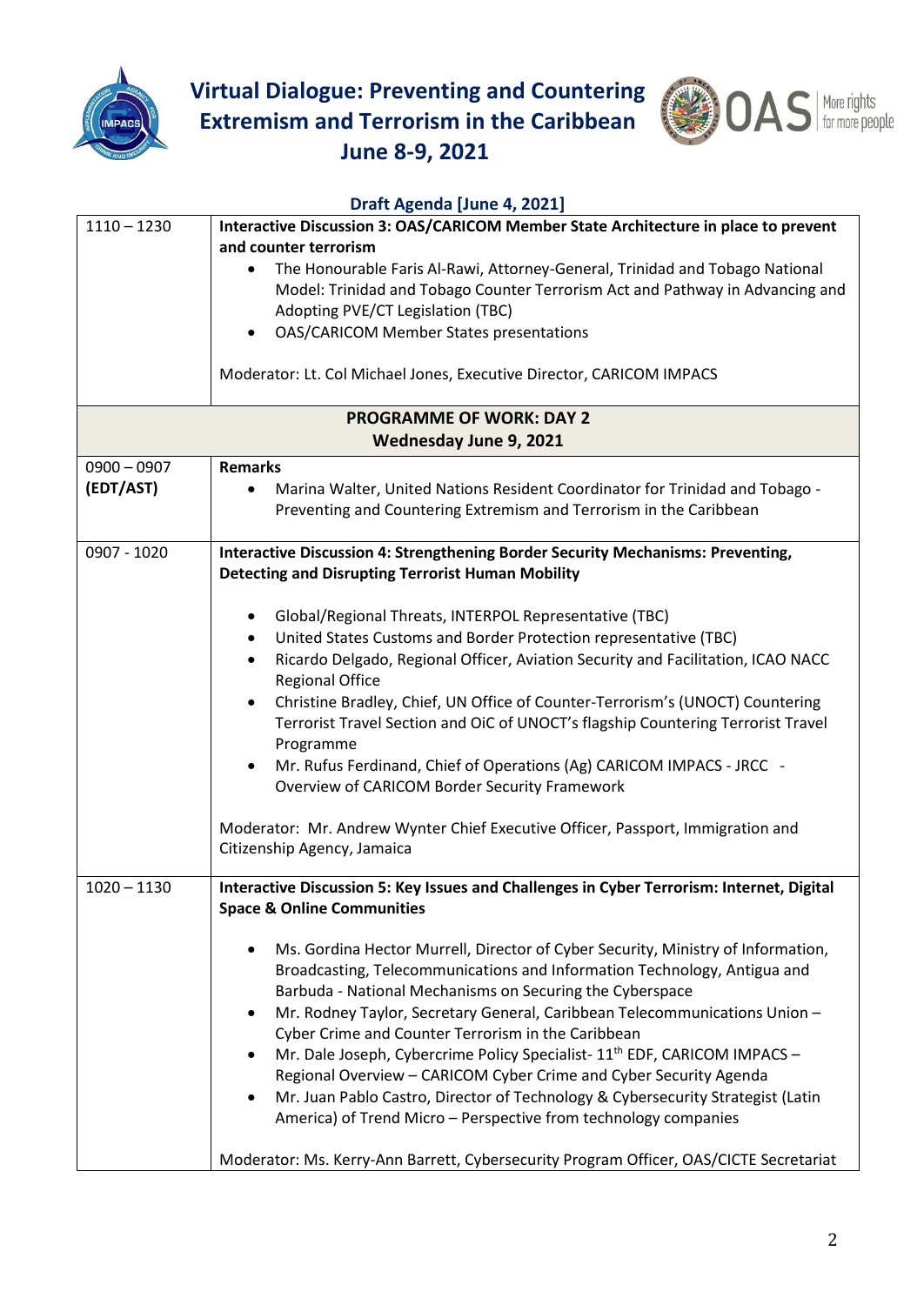# Virtual Dialogue: Preventing and Countering Extremism and Terrorism in the Caribbean

## June 8-9, 2021

**Draft Agenda [June 4, 2021]**

| | |
|---|---|
| 1110 – 1230 | **Interactive Discussion 3: OAS/CARICOM Member State Architecture in place to prevent and counter terrorism**<br>• The Honourable Faris Al-Rawi, Attorney-General, Trinidad and Tobago National Model: Trinidad and Tobago Counter Terrorism Act and Pathway in Advancing and Adopting PVE/CT Legislation (TBC)<br>• OAS/CARICOM Member States presentations<br><br>Moderator: Lt. Col Michael Jones, Executive Director, CARICOM IMPACS |
| **PROGRAMME OF WORK: DAY 2**<br>**Wednesday June 9, 2021** | |
| 0900 – 0907 **(EDT/AST)** | **Remarks**<br>• Marina Walter, United Nations Resident Coordinator for Trinidad and Tobago - Preventing and Countering Extremism and Terrorism in the Caribbean |
| 0907 - 1020 | **Interactive Discussion 4: Strengthening Border Security Mechanisms: Preventing, Detecting and Disrupting Terrorist Human Mobility**<br><br>• Global/Regional Threats, INTERPOL Representative (TBC)<br>• United States Customs and Border Protection representative (TBC)<br>• Ricardo Delgado, Regional Officer, Aviation Security and Facilitation, ICAO NACC Regional Office<br>• Christine Bradley, Chief, UN Office of Counter-Terrorism's (UNOCT) Countering Terrorist Travel Section and OiC of UNOCT's flagship Countering Terrorist Travel Programme<br>• Mr. Rufus Ferdinand, Chief of Operations (Ag) CARICOM IMPACS - JRCC - Overview of CARICOM Border Security Framework<br><br>Moderator: Mr. Andrew Wynter Chief Executive Officer, Passport, Immigration and Citizenship Agency, Jamaica |
| 1020 – 1130 | **Interactive Discussion 5: Key Issues and Challenges in Cyber Terrorism: Internet, Digital Space & Online Communities**<br><br>• Ms. Gordina Hector Murrell, Director of Cyber Security, Ministry of Information, Broadcasting, Telecommunications and Information Technology, Antigua and Barbuda - National Mechanisms on Securing the Cyberspace<br>• Mr. Rodney Taylor, Secretary General, Caribbean Telecommunications Union – Cyber Crime and Counter Terrorism in the Caribbean<br>• Mr. Dale Joseph, Cybercrime Policy Specialist- 11th EDF, CARICOM IMPACS – Regional Overview – CARICOM Cyber Crime and Cyber Security Agenda<br>• Mr. Juan Pablo Castro, Director of Technology & Cybersecurity Strategist (Latin America) of Trend Micro – Perspective from technology companies<br><br>Moderator: Ms. Kerry-Ann Barrett, Cybersecurity Program Officer, OAS/CICTE Secretariat |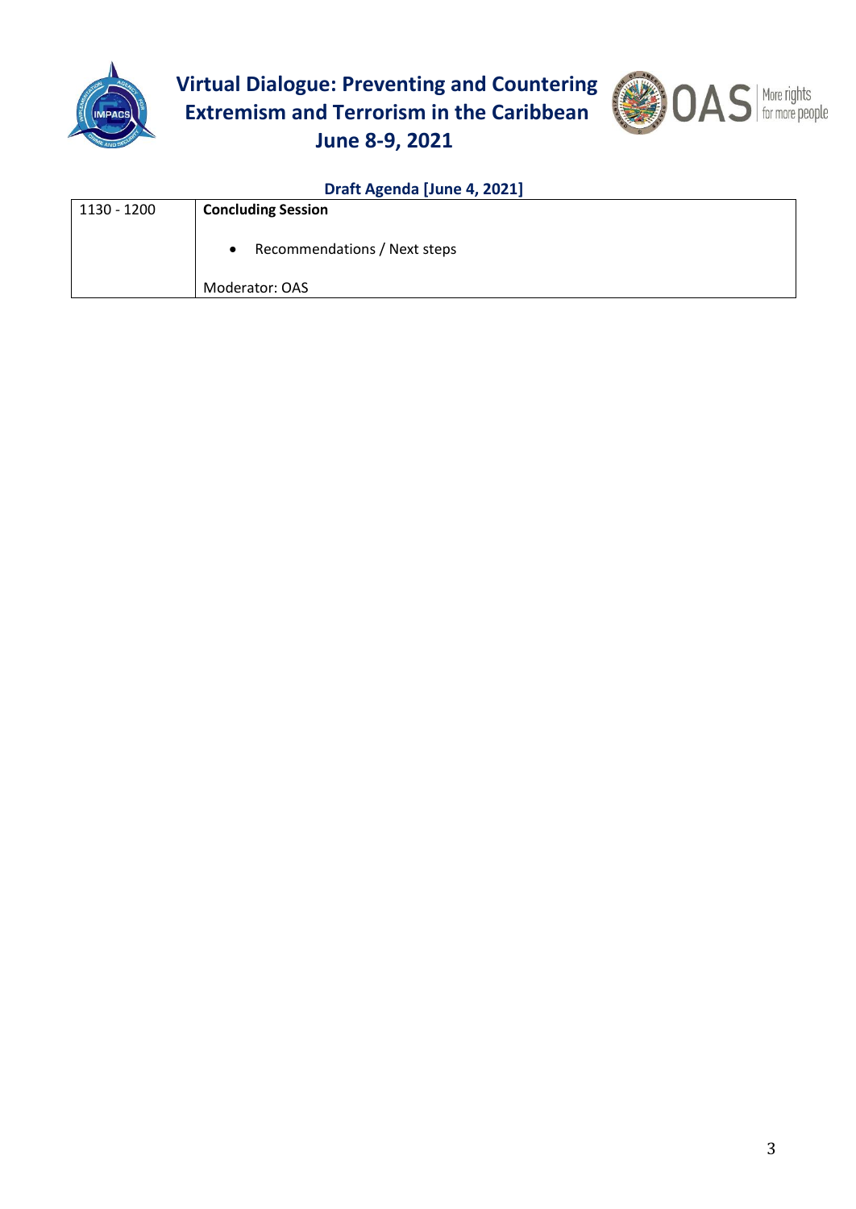| | |
|---|---|
| 1130 - 1200 | **Concluding Session**<br><br>• Recommendations / Next steps<br><br>Moderator: OAS |